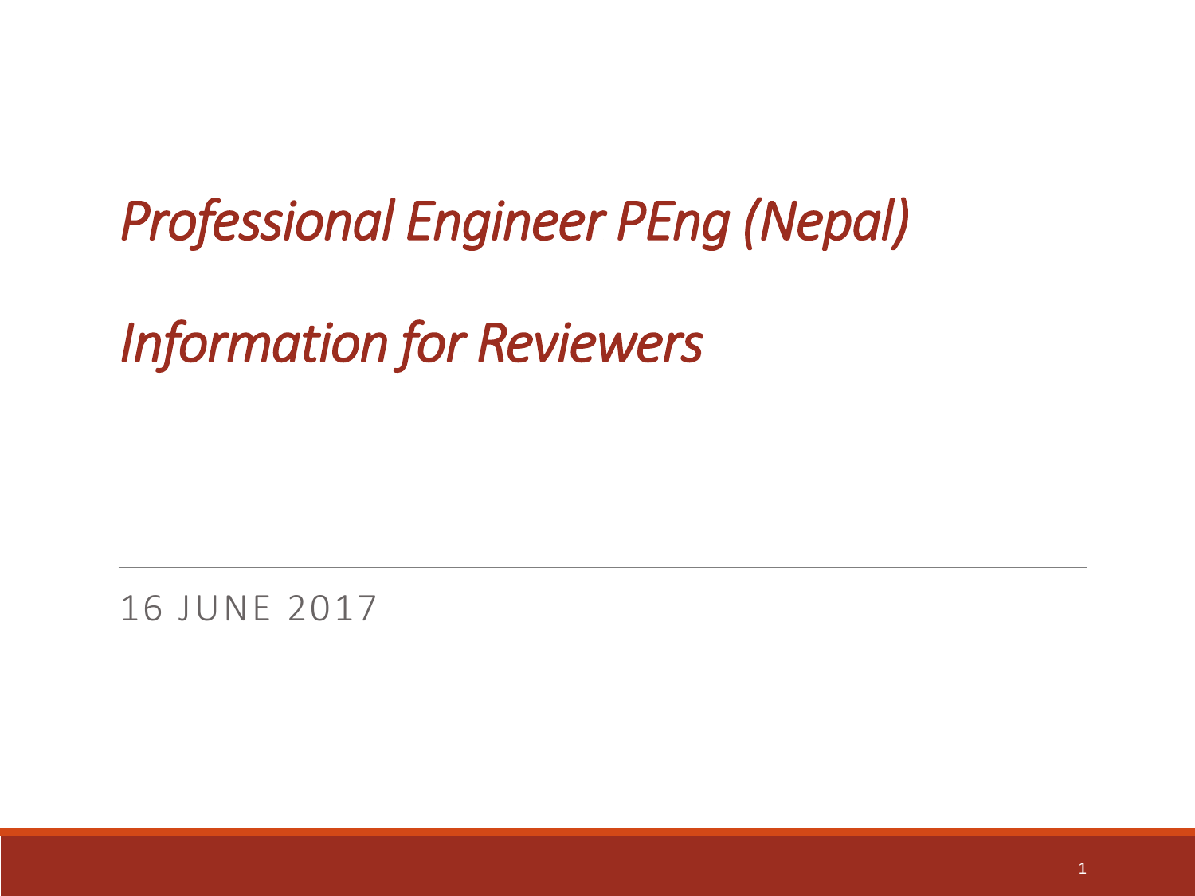# *Professional Engineer PEng (Nepal)*

# *Information for Reviewers*

16 JUNE 2017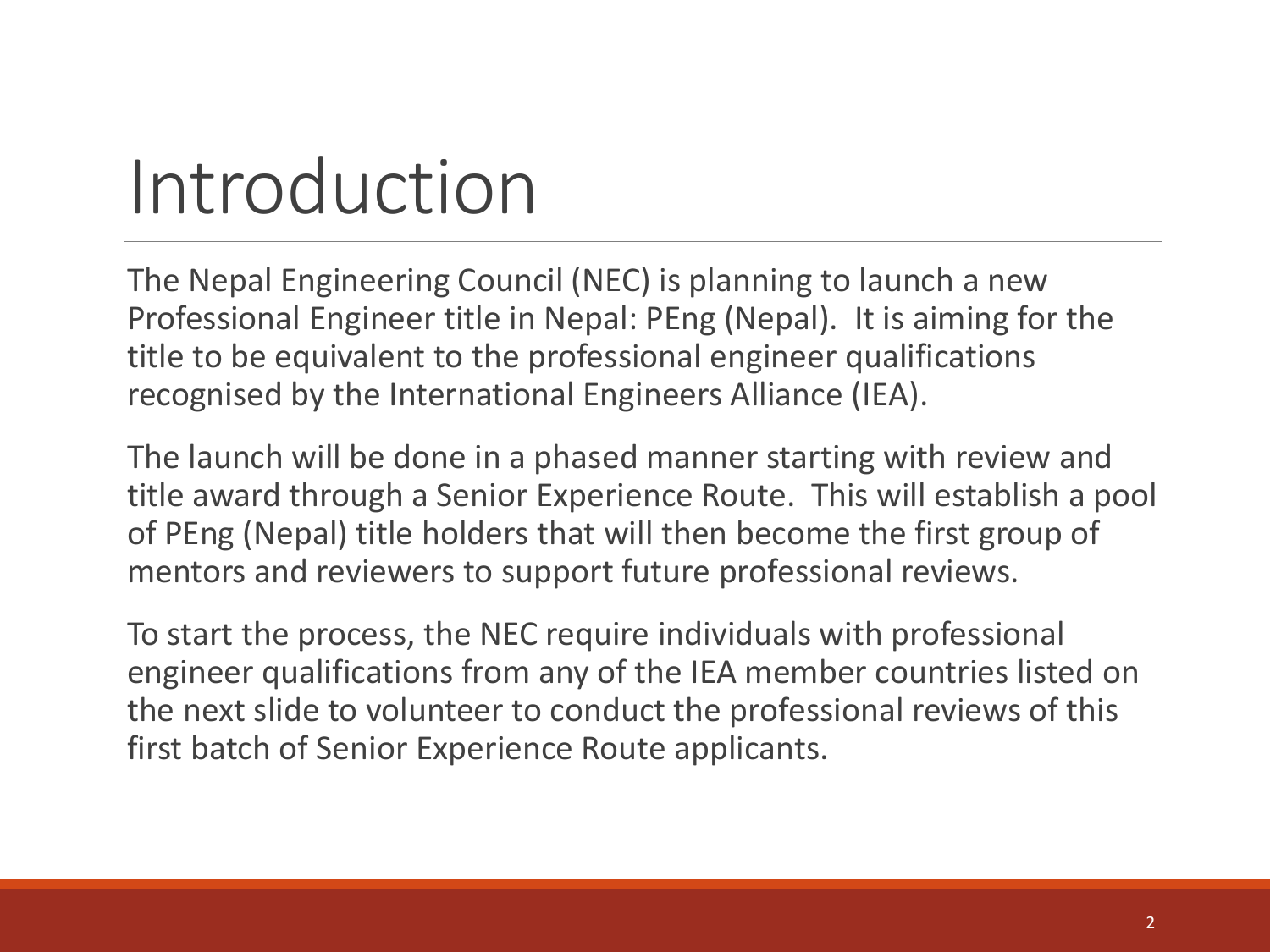# Introduction

The Nepal Engineering Council (NEC) is planning to launch a new Professional Engineer title in Nepal: PEng (Nepal). It is aiming for the title to be equivalent to the professional engineer qualifications recognised by the International Engineers Alliance (IEA).

The launch will be done in a phased manner starting with review and title award through a Senior Experience Route. This will establish a pool of PEng (Nepal) title holders that will then become the first group of mentors and reviewers to support future professional reviews.

To start the process, the NEC require individuals with professional engineer qualifications from any of the IEA member countries listed on the next slide to volunteer to conduct the professional reviews of this first batch of Senior Experience Route applicants.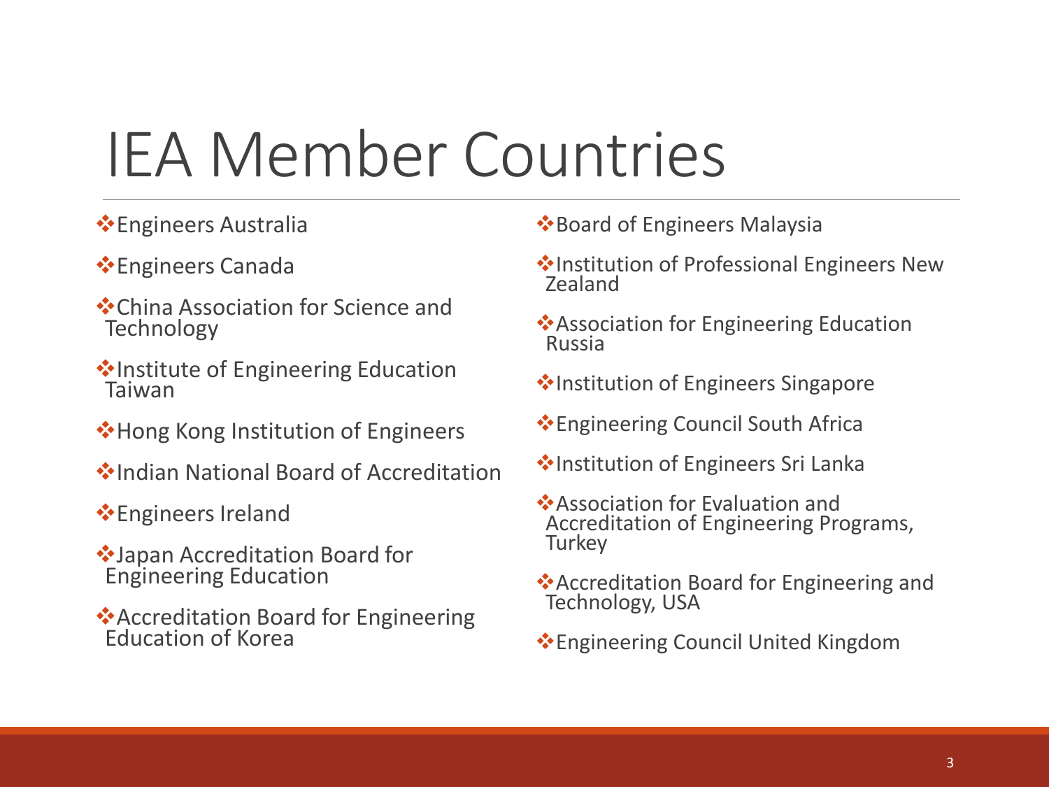# IEA Member Countries

- Engineers Australia
- Engineers Canada
- China Association for Science and Technology
- Institute of Engineering Education Taiwan
- Hong Kong Institution of Engineers
- Indian National Board of Accreditation
- Engineers Ireland
- Japan Accreditation Board for Engineering Education
- Accreditation Board for Engineering Education of Korea
- Board of Engineers Malaysia
- Institution of Professional Engineers New Zealand
- Association for Engineering Education Russia
- Institution of Engineers Singapore
- Engineering Council South Africa
- Institution of Engineers Sri Lanka
- Association for Evaluation and Accreditation of Engineering Programs, Turkey
- Accreditation Board for Engineering and Technology, USA
- Engineering Council United Kingdom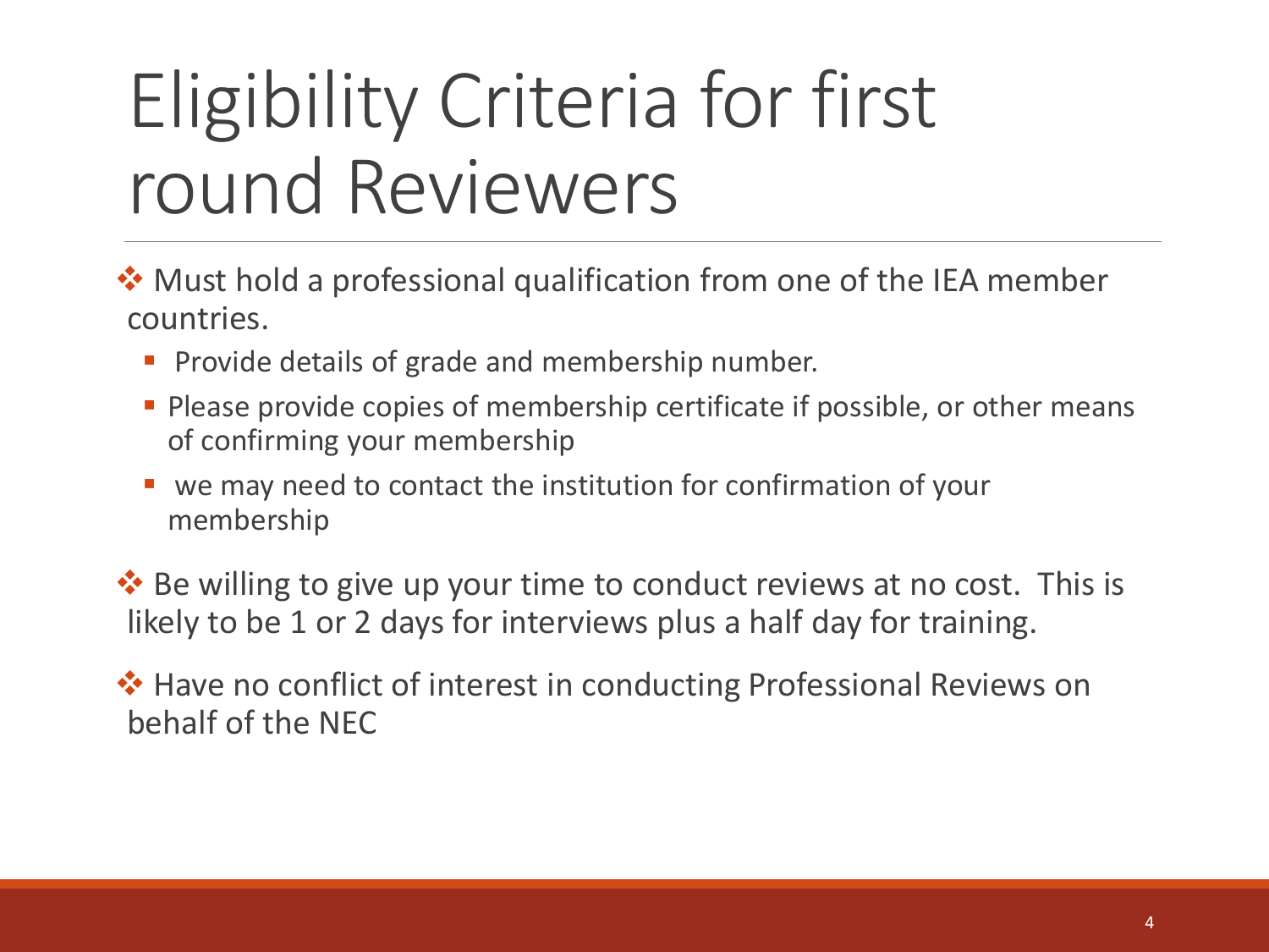# Eligibility Criteria for first round Reviewers

- Must hold a professional qualification from one of the IEA member countries.
  - Provide details of grade and membership number.
  - Please provide copies of membership certificate if possible, or other means of confirming your membership
  - we may need to contact the institution for confirmation of your membership
- Be willing to give up your time to conduct reviews at no cost. This is likely to be 1 or 2 days for interviews plus a half day for training.
- Have no conflict of interest in conducting Professional Reviews on behalf of the NEC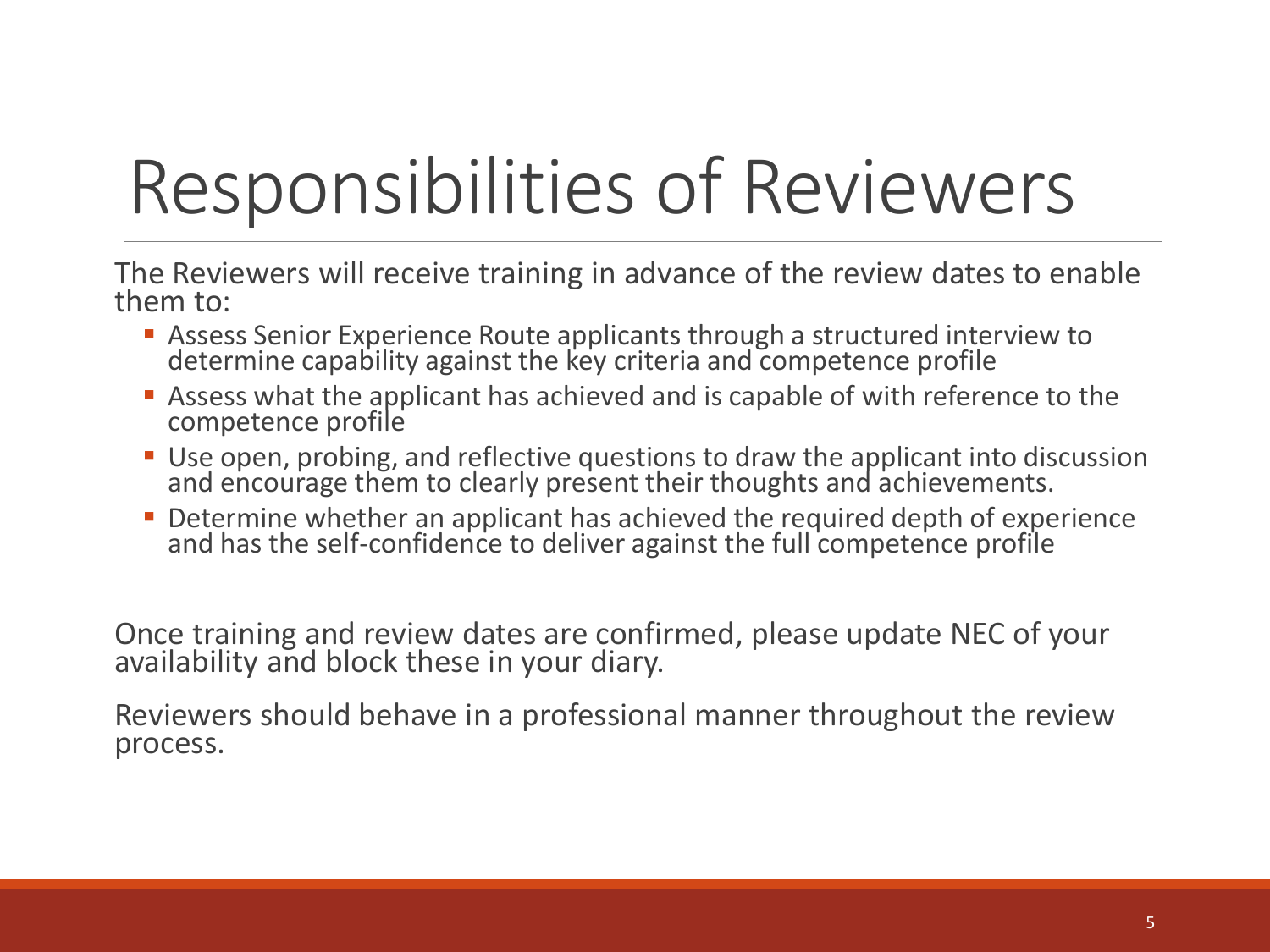# Responsibilities of Reviewers

The Reviewers will receive training in advance of the review dates to enable them to:

- Assess Senior Experience Route applicants through a structured interview to determine capability against the key criteria and competence profile
- Assess what the applicant has achieved and is capable of with reference to the competence profile
- Use open, probing, and reflective questions to draw the applicant into discussion and encourage them to clearly present their thoughts and achievements.
- Determine whether an applicant has achieved the required depth of experience and has the self-confidence to deliver against the full competence profile

Once training and review dates are confirmed, please update NEC of your availability and block these in your diary.

Reviewers should behave in a professional manner throughout the review process.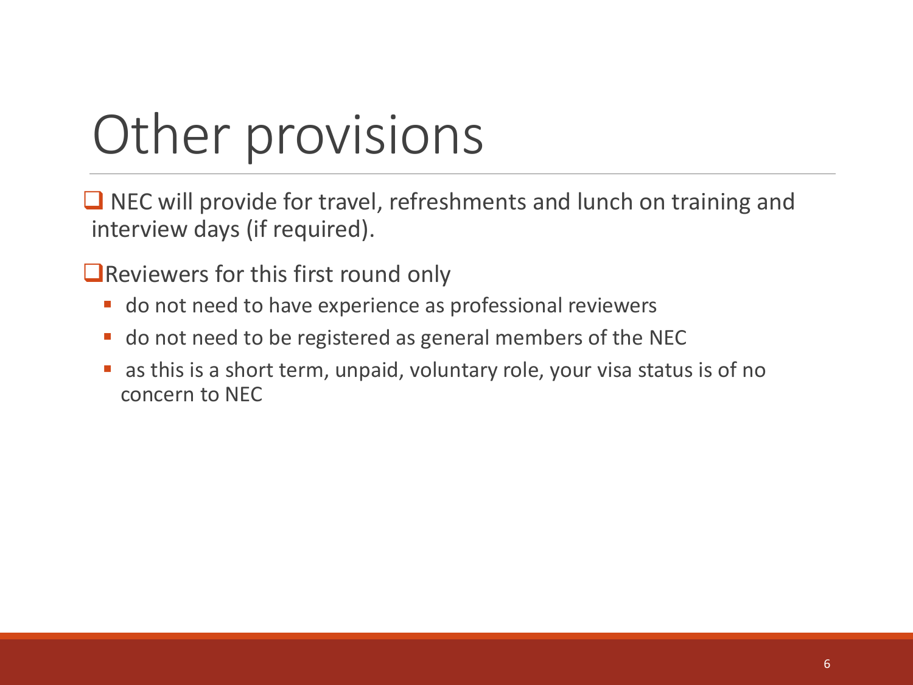# Other provisions

- NEC will provide for travel, refreshments and lunch on training and interview days (if required).
- Reviewers for this first round only
  - do not need to have experience as professional reviewers
  - do not need to be registered as general members of the NEC
  - as this is a short term, unpaid, voluntary role, your visa status is of no concern to NEC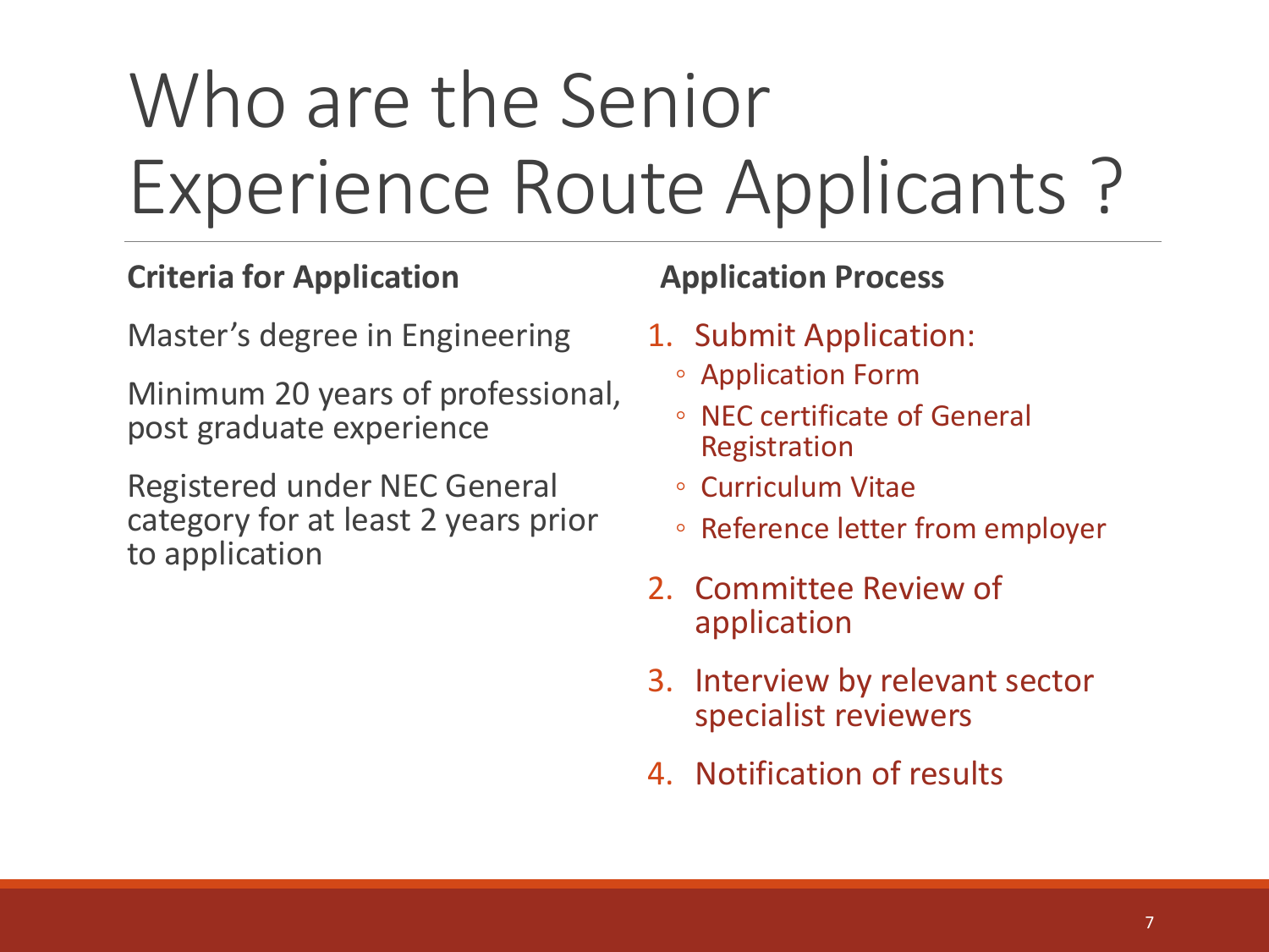# Who are the Senior Experience Route Applicants ?

**Criteria for Application**

Master's degree in Engineering

Minimum 20 years of professional, post graduate experience

Registered under NEC General category for at least 2 years prior to application

**Application Process**

1. Submit Application:
   - Application Form
   - NEC certificate of General Registration
   - Curriculum Vitae
   - Reference letter from employer
2. Committee Review of application
3. Interview by relevant sector specialist reviewers
4. Notification of results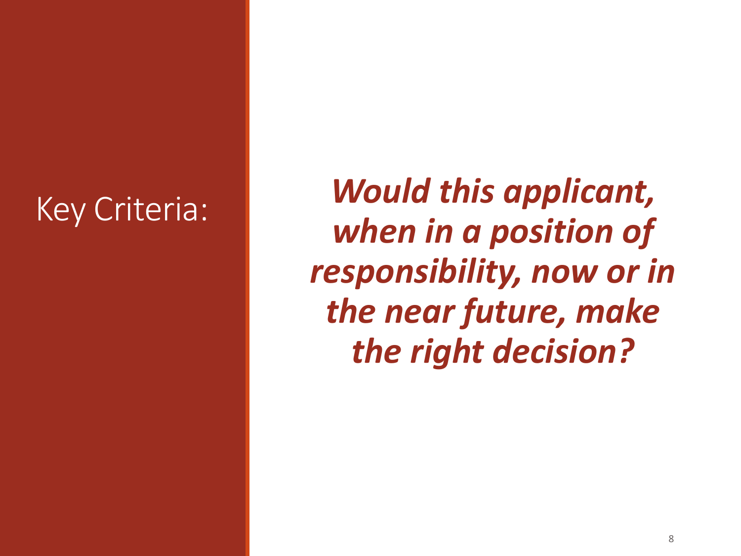## Key Criteria:

***Would this applicant, when in a position of responsibility, now or in the near future, make the right decision?***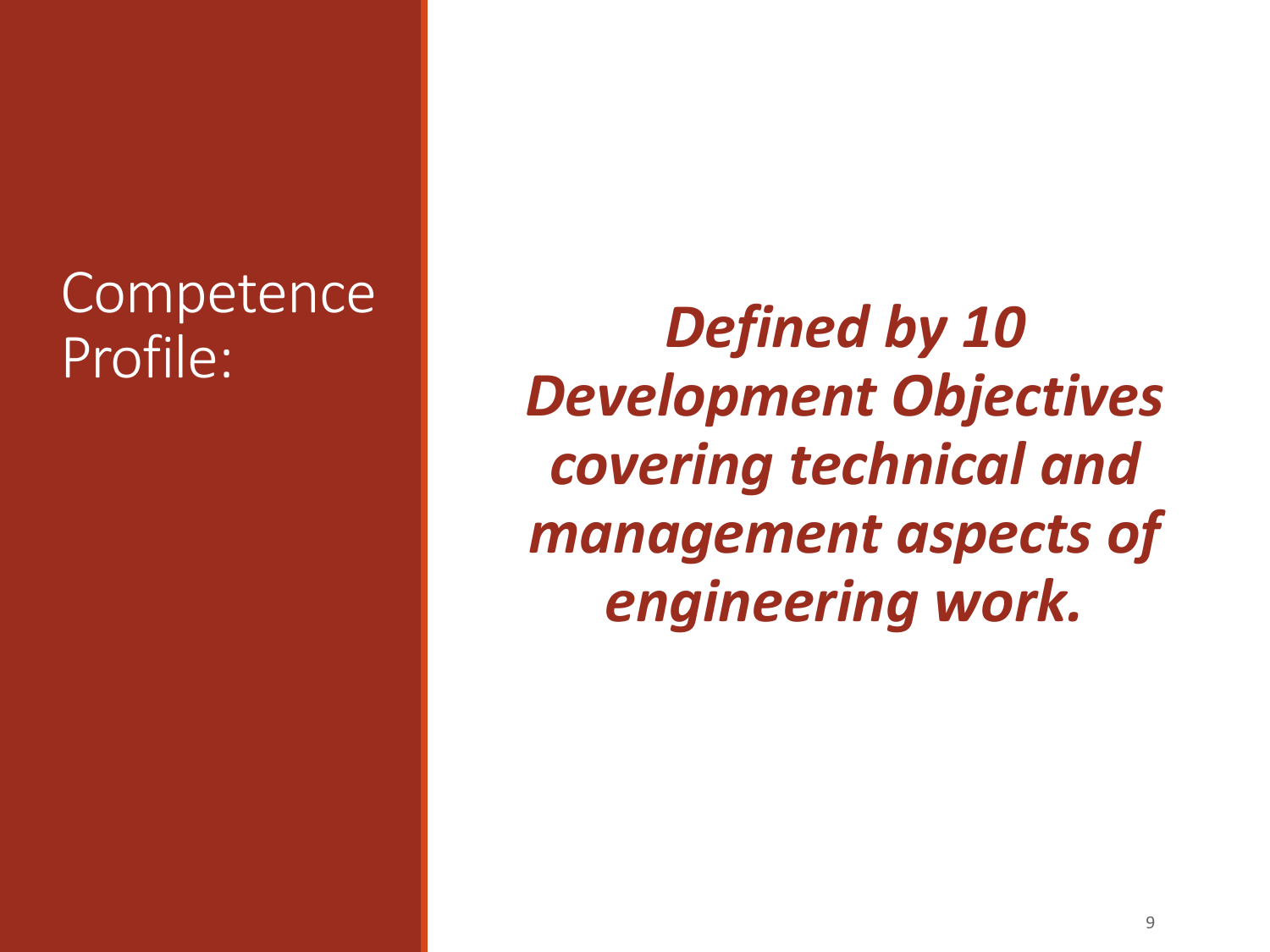# Competence Profile:

***Defined by 10 Development Objectives covering technical and management aspects of engineering work.***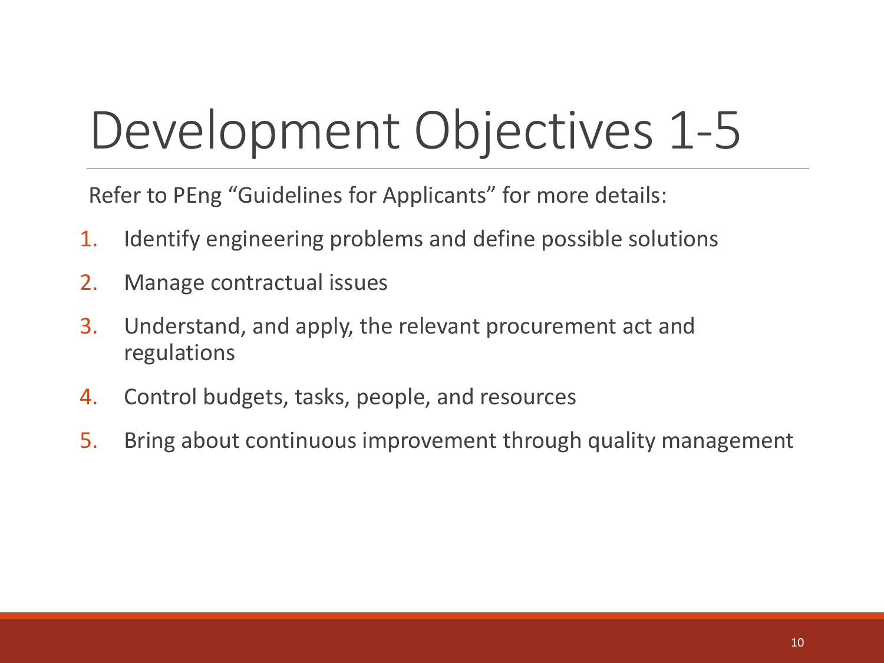# Development Objectives 1-5

Refer to PEng "Guidelines for Applicants" for more details:

1. Identify engineering problems and define possible solutions
2. Manage contractual issues
3. Understand, and apply, the relevant procurement act and regulations
4. Control budgets, tasks, people, and resources
5. Bring about continuous improvement through quality management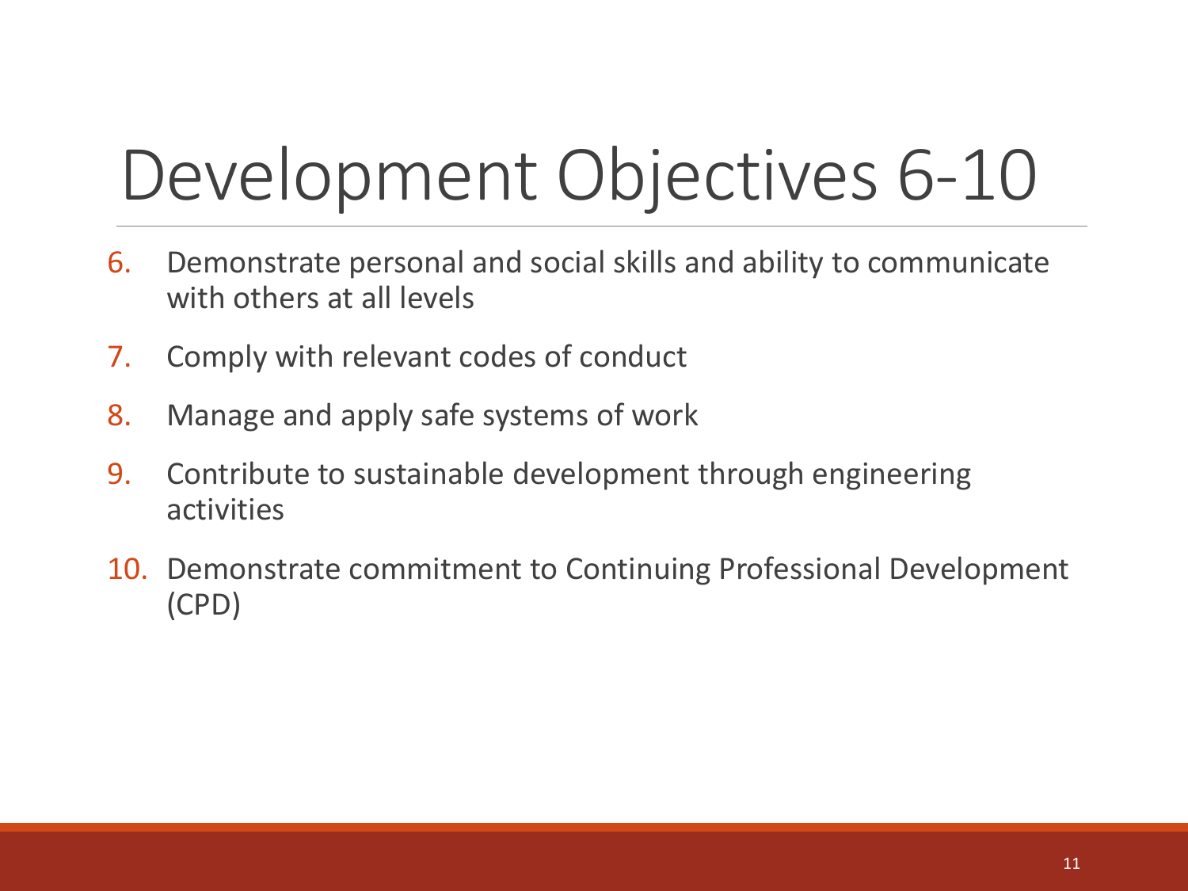# Development Objectives 6-10

6. Demonstrate personal and social skills and ability to communicate with others at all levels
7. Comply with relevant codes of conduct
8. Manage and apply safe systems of work
9. Contribute to sustainable development through engineering activities
10. Demonstrate commitment to Continuing Professional Development (CPD)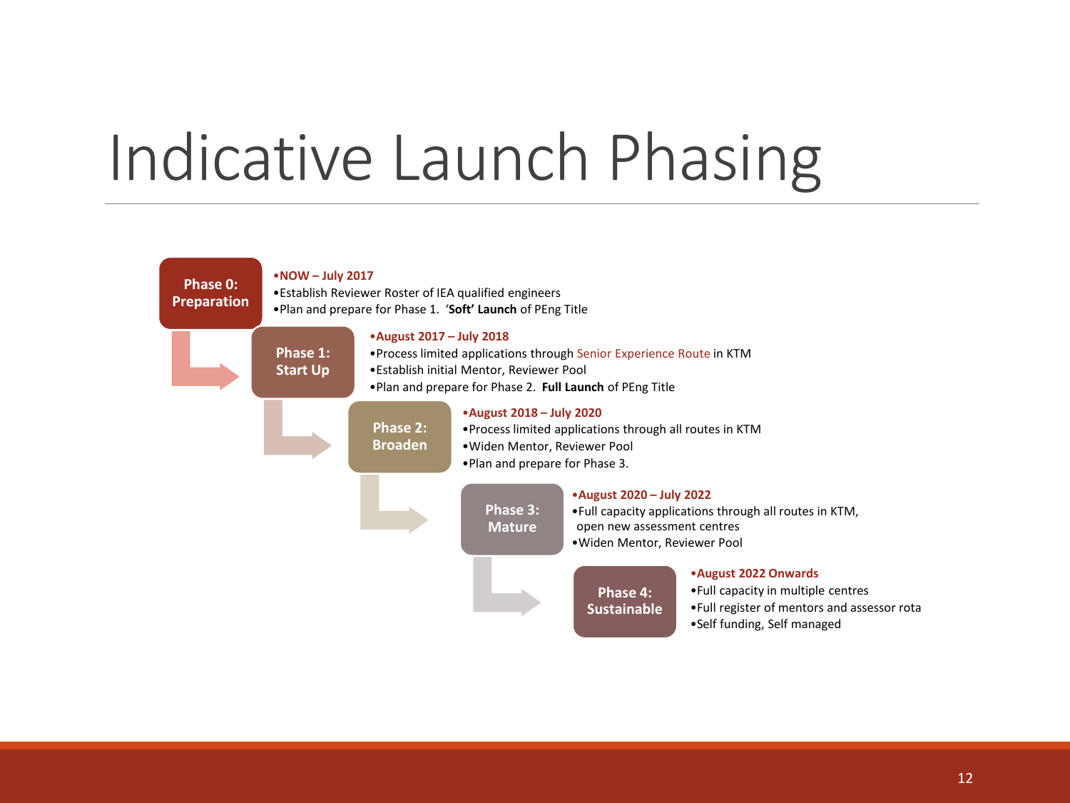# Indicative Launch Phasing

**Phase 0: Preparation**

- **NOW – July 2017**
- Establish Reviewer Roster of IEA qualified engineers
- Plan and prepare for Phase 1. **'Soft' Launch** of PEng Title

**Phase 1: Start Up**

- **August 2017 – July 2018**
- Process limited applications through Senior Experience Route in KTM
- Establish initial Mentor, Reviewer Pool
- Plan and prepare for Phase 2. **Full Launch** of PEng Title

**Phase 2: Broaden**

- **August 2018 – July 2020**
- Process limited applications through all routes in KTM
- Widen Mentor, Reviewer Pool
- Plan and prepare for Phase 3.

**Phase 3: Mature**

- **August 2020 – July 2022**
- Full capacity applications through all routes in KTM, open new assessment centres
- Widen Mentor, Reviewer Pool

**Phase 4: Sustainable**

- **August 2022 Onwards**
- Full capacity in multiple centres
- Full register of mentors and assessor rota
- Self funding, Self managed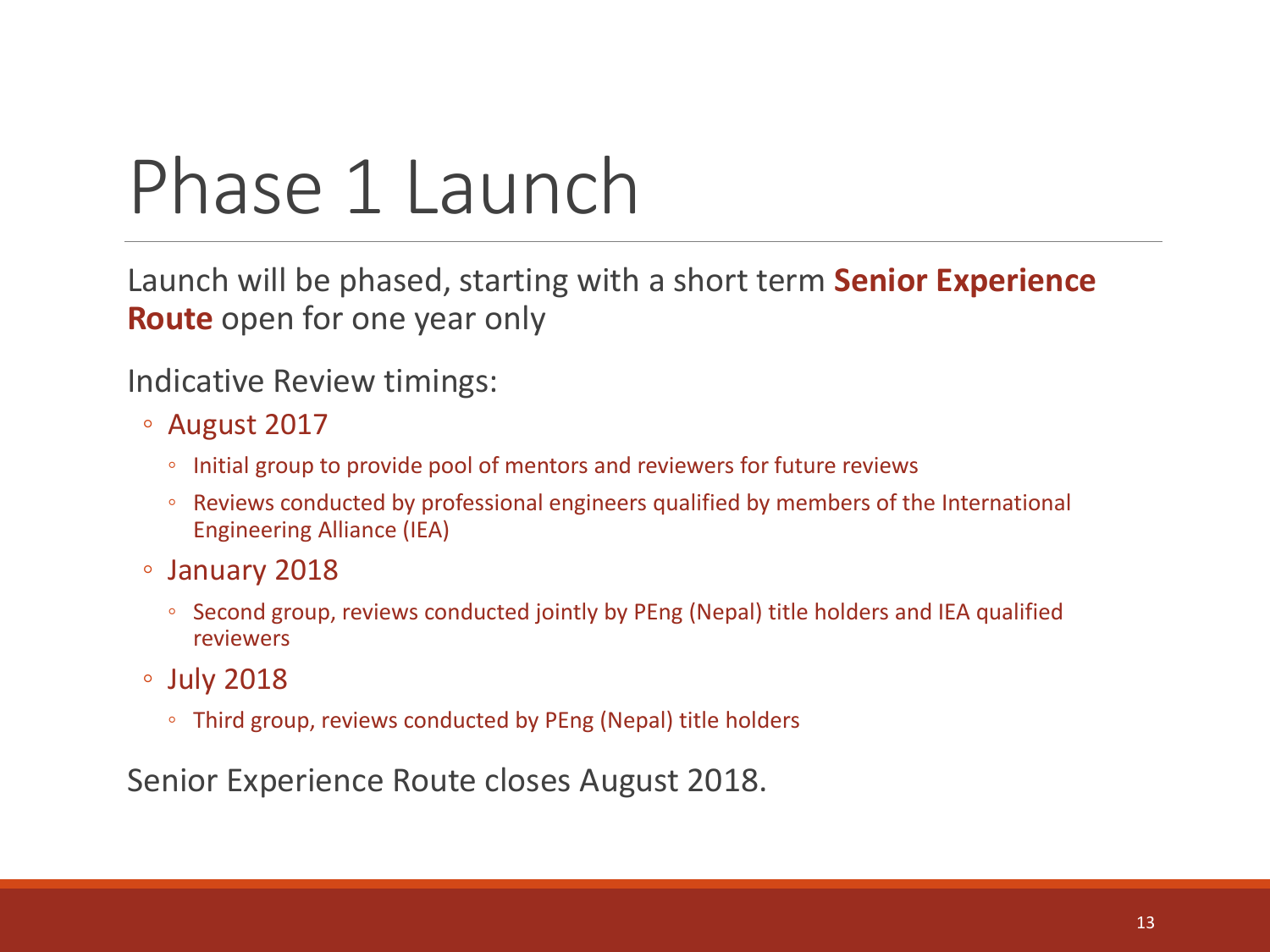# Phase 1 Launch

Launch will be phased, starting with a short term **Senior Experience Route** open for one year only

Indicative Review timings:

- August 2017
  - Initial group to provide pool of mentors and reviewers for future reviews
  - Reviews conducted by professional engineers qualified by members of the International Engineering Alliance (IEA)
- January 2018
  - Second group, reviews conducted jointly by PEng (Nepal) title holders and IEA qualified reviewers
- July 2018
  - Third group, reviews conducted by PEng (Nepal) title holders

Senior Experience Route closes August 2018.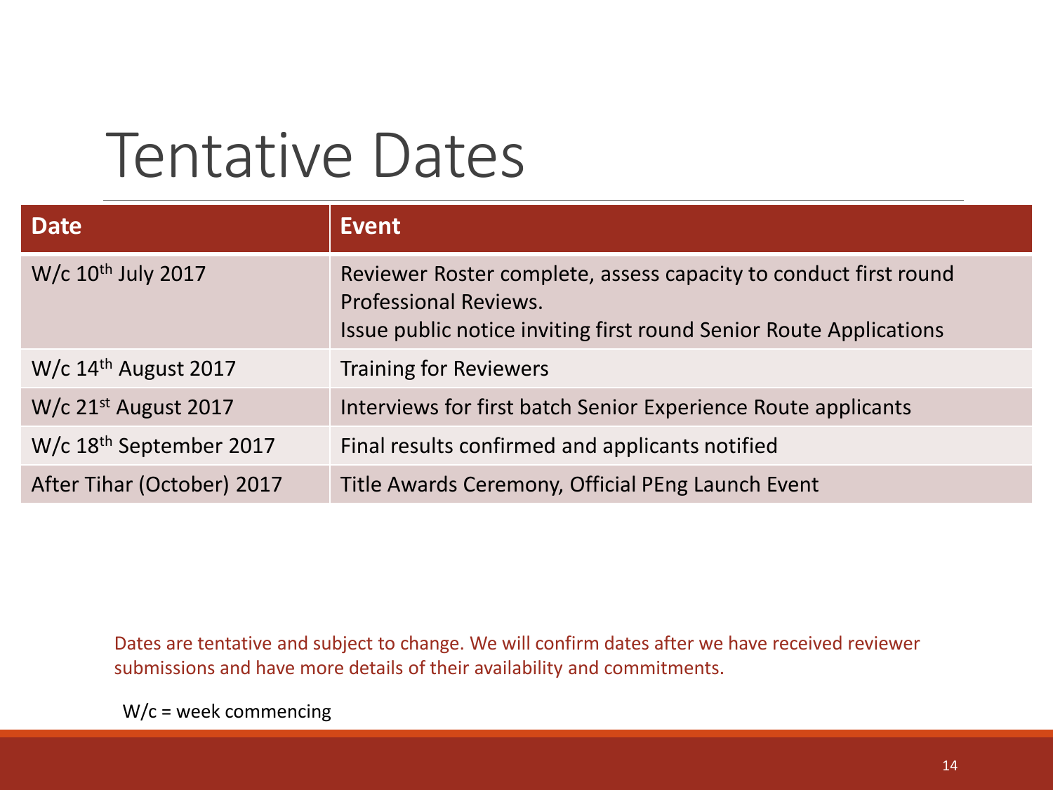# Tentative Dates

| Date | Event |
| --- | --- |
| W/c 10th July 2017 | Reviewer Roster complete, assess capacity to conduct first round Professional Reviews.<br>Issue public notice inviting first round Senior Route Applications |
| W/c 14th August 2017 | Training for Reviewers |
| W/c 21st August 2017 | Interviews for first batch Senior Experience Route applicants |
| W/c 18th September 2017 | Final results confirmed and applicants notified |
| After Tihar (October) 2017 | Title Awards Ceremony, Official PEng Launch Event |

Dates are tentative and subject to change. We will confirm dates after we have received reviewer submissions and have more details of their availability and commitments.

W/c = week commencing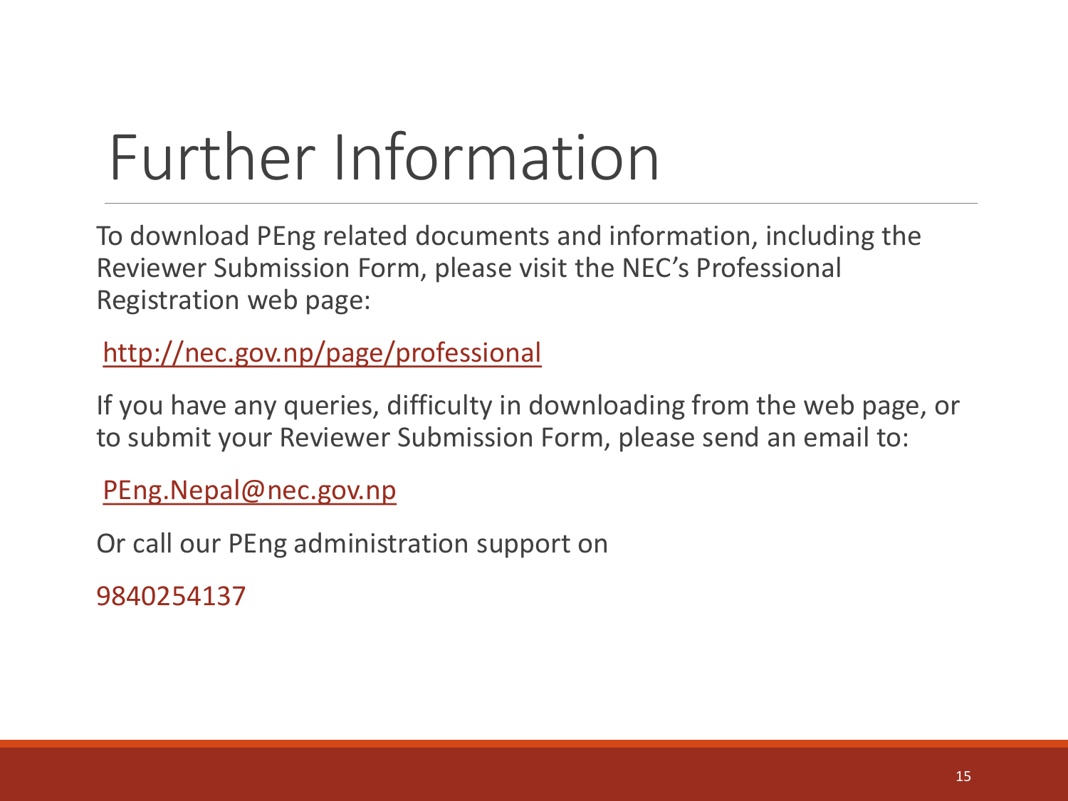# Further Information

To download PEng related documents and information, including the Reviewer Submission Form, please visit the NEC's Professional Registration web page:

http://nec.gov.np/page/professional

If you have any queries, difficulty in downloading from the web page, or to submit your Reviewer Submission Form, please send an email to:

PEng.Nepal@nec.gov.np

Or call our PEng administration support on

9840254137